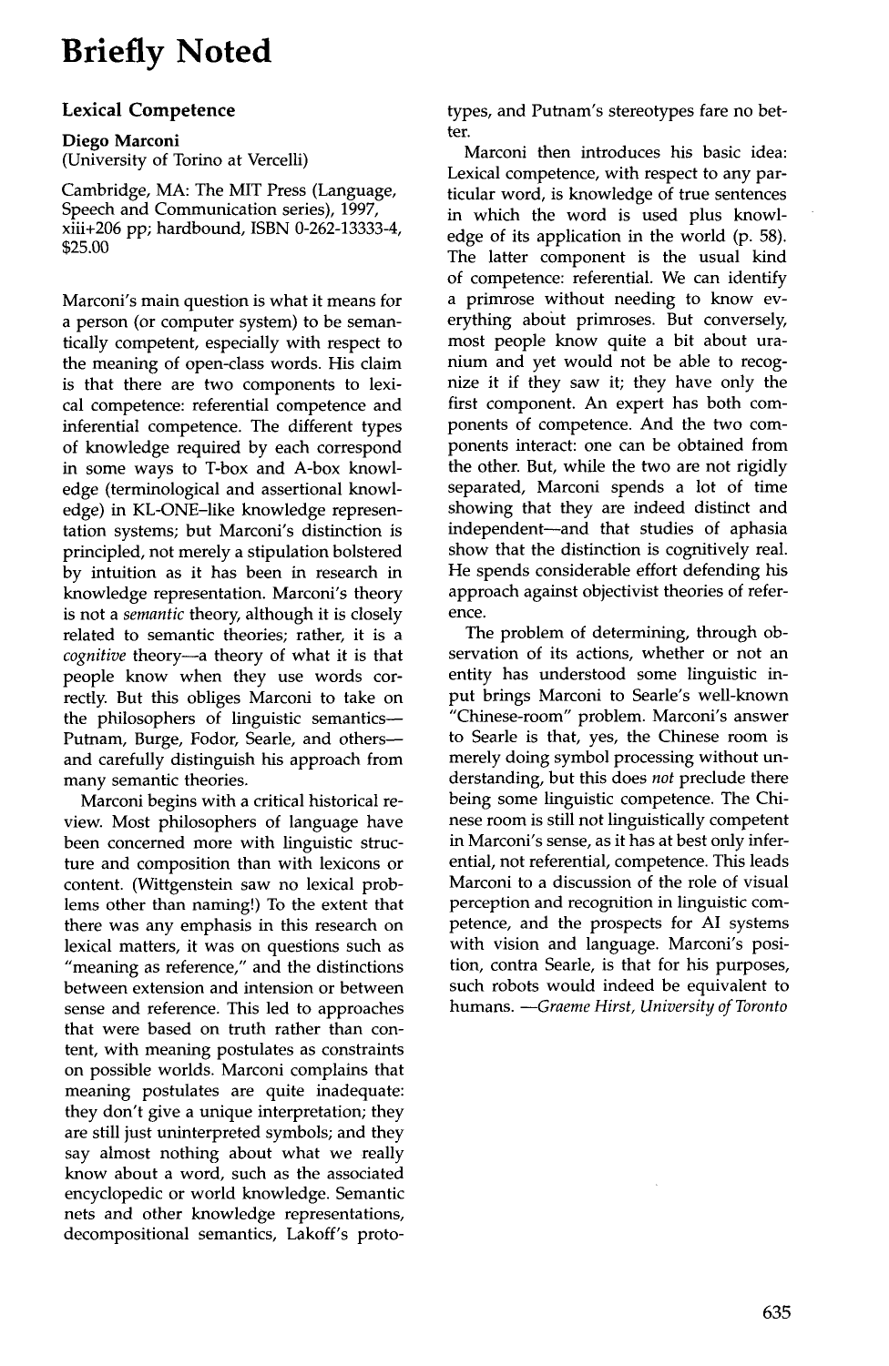# Briefly Noted

### Lexical Competence

**Diego Marconi**
(University of Torino at Vercelli)

Cambridge, MA: The MIT Press (Language, Speech and Communication series), 1997, xiii+206 pp; hardbound, ISBN 0-262-13333-4, $25.00

Marconi's main question is what it means for a person (or computer system) to be semantically competent, especially with respect to the meaning of open-class words. His claim is that there are two components to lexical competence: referential competence and inferential competence. The different types of knowledge required by each correspond in some ways to T-box and A-box knowledge (terminological and assertional knowledge) in KL-ONE–like knowledge representation systems; but Marconi's distinction is principled, not merely a stipulation bolstered by intuition as it has been in research in knowledge representation. Marconi's theory is not a *semantic* theory, although it is closely related to semantic theories; rather, it is a *cognitive* theory—a theory of what it is that people know when they use words correctly. But this obliges Marconi to take on the philosophers of linguistic semantics—Putnam, Burge, Fodor, Searle, and others—and carefully distinguish his approach from many semantic theories.

Marconi begins with a critical historical review. Most philosophers of language have been concerned more with linguistic structure and composition than with lexicons or content. (Wittgenstein saw no lexical problems other than naming!) To the extent that there was any emphasis in this research on lexical matters, it was on questions such as "meaning as reference," and the distinctions between extension and intension or between sense and reference. This led to approaches that were based on truth rather than content, with meaning postulates as constraints on possible worlds. Marconi complains that meaning postulates are quite inadequate: they don't give a unique interpretation; they are still just uninterpreted symbols; and they say almost nothing about what we really know about a word, such as the associated encyclopedic or world knowledge. Semantic nets and other knowledge representations, decompositional semantics, Lakoff's prototypes, and Putnam's stereotypes fare no better.

Marconi then introduces his basic idea: Lexical competence, with respect to any particular word, is knowledge of true sentences in which the word is used plus knowledge of its application in the world (p. 58). The latter component is the usual kind of competence: referential. We can identify a primrose without needing to know everything about primroses. But conversely, most people know quite a bit about uranium and yet would not be able to recognize it if they saw it; they have only the first component. An expert has both components of competence. And the two components interact: one can be obtained from the other. But, while the two are not rigidly separated, Marconi spends a lot of time showing that they are indeed distinct and independent—and that studies of aphasia show that the distinction is cognitively real. He spends considerable effort defending his approach against objectivist theories of reference.

The problem of determining, through observation of its actions, whether or not an entity has understood some linguistic input brings Marconi to Searle's well-known "Chinese-room" problem. Marconi's answer to Searle is that, yes, the Chinese room is merely doing symbol processing without understanding, but this does *not* preclude there being some linguistic competence. The Chinese room is still not linguistically competent in Marconi's sense, as it has at best only inferential, not referential, competence. This leads Marconi to a discussion of the role of visual perception and recognition in linguistic competence, and the prospects for AI systems with vision and language. Marconi's position, contra Searle, is that for his purposes, such robots would indeed be equivalent to humans. —*Graeme Hirst, University of Toronto*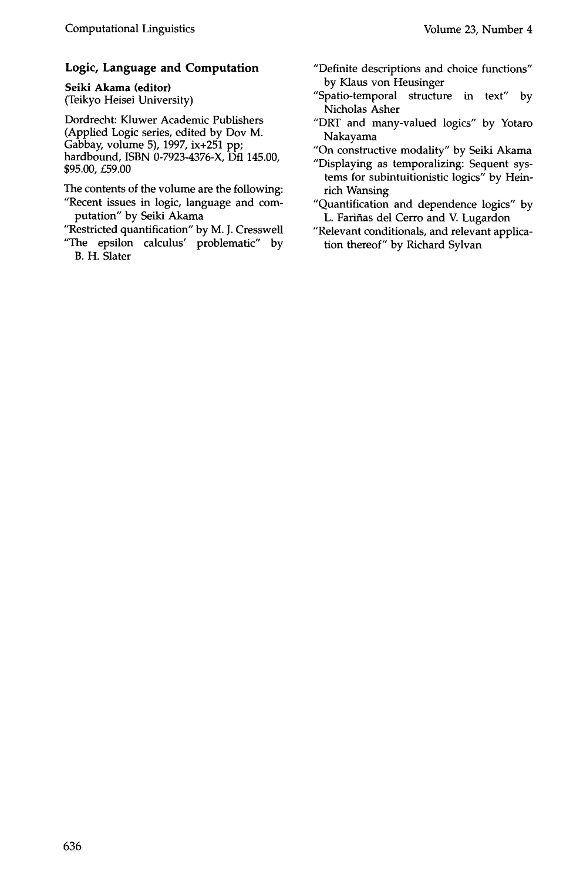## Logic, Language and Computation

**Seiki Akama (editor)**
(Teikyo Heisei University)

Dordrecht: Kluwer Academic Publishers (Applied Logic series, edited by Dov M. Gabbay, volume 5), 1997, ix+251 pp; hardbound, ISBN 0-7923-4376-X, Dfl 145.00, $95.00, £59.00

The contents of the volume are the following:

- "Recent issues in logic, language and computation" by Seiki Akama
- "Restricted quantification" by M. J. Cresswell
- "The epsilon calculus' problematic" by B. H. Slater
- "Definite descriptions and choice functions" by Klaus von Heusinger
- "Spatio-temporal structure in text" by Nicholas Asher
- "DRT and many-valued logics" by Yotaro Nakayama
- "On constructive modality" by Seiki Akama
- "Displaying as temporalizing: Sequent systems for subintuitionistic logics" by Heinrich Wansing
- "Quantification and dependence logics" by L. Fariñas del Cerro and V. Lugardon
- "Relevant conditionals, and relevant application thereof" by Richard Sylvan